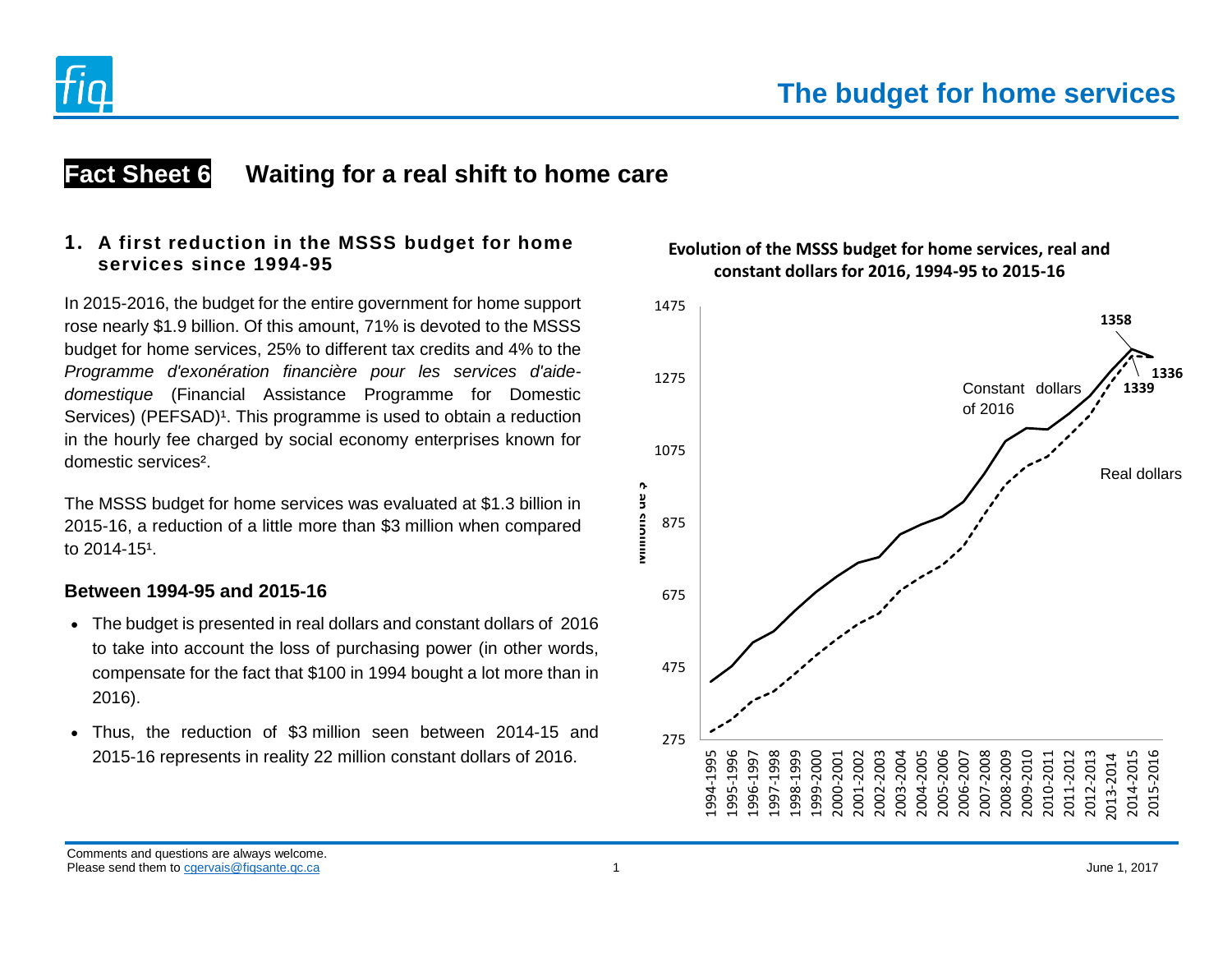# The budget for home services

## Fact Sheet 6 Waiting for a real shift to home care

### 1. A first reduction in the MSSS budget for home services since 1994-95

In 2015-2016, the budget for the entire government for home support rose nearly $1.9 billion. Of this amount, 71% is devoted to the MSSS budget for home services, 25% to different tax credits and 4% to the *Programme d'exonération financière pour les services d'aide-domestique* (Financial Assistance Programme for Domestic Services) (PEFSAD)[1]. This programme is used to obtain a reduction in the hourly fee charged by social economy enterprises known for domestic services[2].

The MSSS budget for home services was evaluated at $1.3 billion in 2015-16, a reduction of a little more than $3 million when compared to 2014-15[1].

#### Between 1994-95 and 2015-16

- The budget is presented in real dollars and constant dollars of 2016 to take into account the loss of purchasing power (in other words, compensate for the fact that $100 in 1994 bought a lot more than in 2016).
- Thus, the reduction of $3 million seen between 2014-15 and 2015-16 represents in reality 22 million constant dollars of 2016.

**Evolution of the MSSS budget for home services, real and constant dollars for 2016, 1994-95 to 2015-16**

Millions de $ (y-axis: 275 to 1475); series: Constant dollars of 2016 (1358 in 2014-2015, 1336 in 2015-2016); Real dollars (1339 in 2014-2015); years 1994-1995 to 2015-2016.

Comments and questions are always welcome.
Please send them to cgervais@fiqsante.qc.ca

June 1, 2017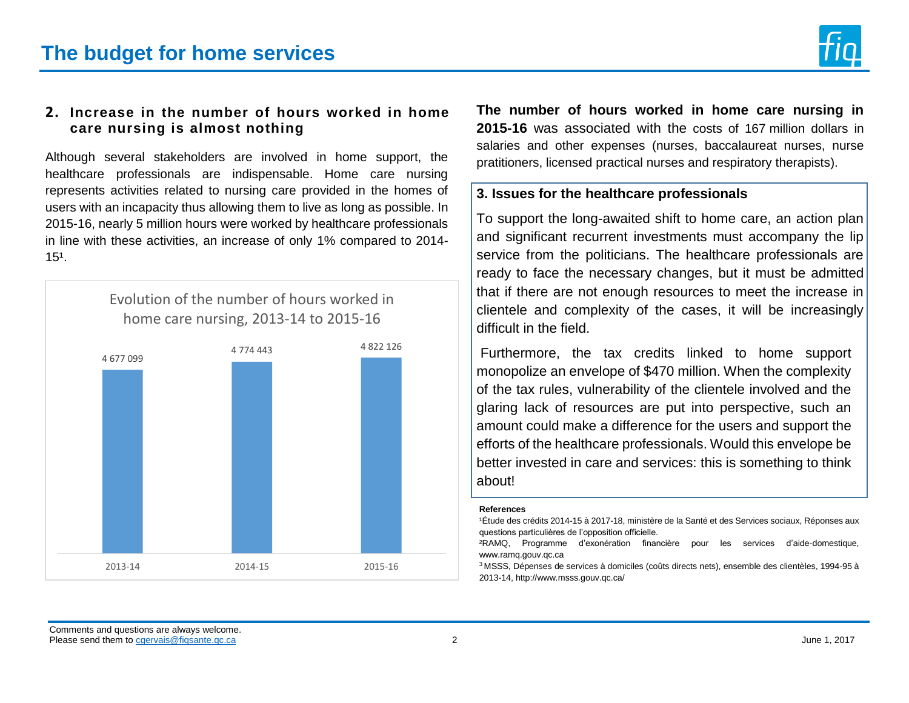# The budget for home services

## 2. Increase in the number of hours worked in home care nursing is almost nothing

Although several stakeholders are involved in home support, the healthcare professionals are indispensable. Home care nursing represents activities related to nursing care provided in the homes of users with an incapacity thus allowing them to live as long as possible. In 2015-16, nearly 5 million hours were worked by healthcare professionals in line with these activities, an increase of only 1% compared to 2014-15[1].

Evolution of the number of hours worked in home care nursing, 2013-14 to 2015-16

4 677 099
4 774 443
4 822 126

2013-14
2014-15
2015-16

**The number of hours worked in home care nursing in 2015-16** was associated with the costs of 167 million dollars in salaries and other expenses (nurses, baccalaureat nurses, nurse pratitioners, licensed practical nurses and respiratory therapists).

### 3. Issues for the healthcare professionals

To support the long-awaited shift to home care, an action plan and significant recurrent investments must accompany the lip service from the politicians. The healthcare professionals are ready to face the necessary changes, but it must be admitted that if there are not enough resources to meet the increase in clientele and complexity of the cases, it will be increasingly difficult in the field.

Furthermore, the tax credits linked to home support monopolize an envelope of $470 million. When the complexity of the tax rules, vulnerability of the clientele involved and the glaring lack of resources are put into perspective, such an amount could make a difference for the users and support the efforts of the healthcare professionals. Would this envelope be better invested in care and services: this is something to think about!

**References**

[1]Étude des crédits 2014-15 à 2017-18, ministère de la Santé et des Services sociaux, Réponses aux questions particulières de l'opposition officielle.

[2]RAMQ, Programme d'exonération financière pour les services d'aide-domestique, www.ramq.gouv.qc.ca

[3]MSSS, Dépenses de services à domiciles (coûts directs nets), ensemble des clientèles, 1994-95 à 2013-14, http://www.msss.gouv.qc.ca/

Comments and questions are always welcome.
Please send them to cgervais@fiqsante.qc.ca

June 1, 2017